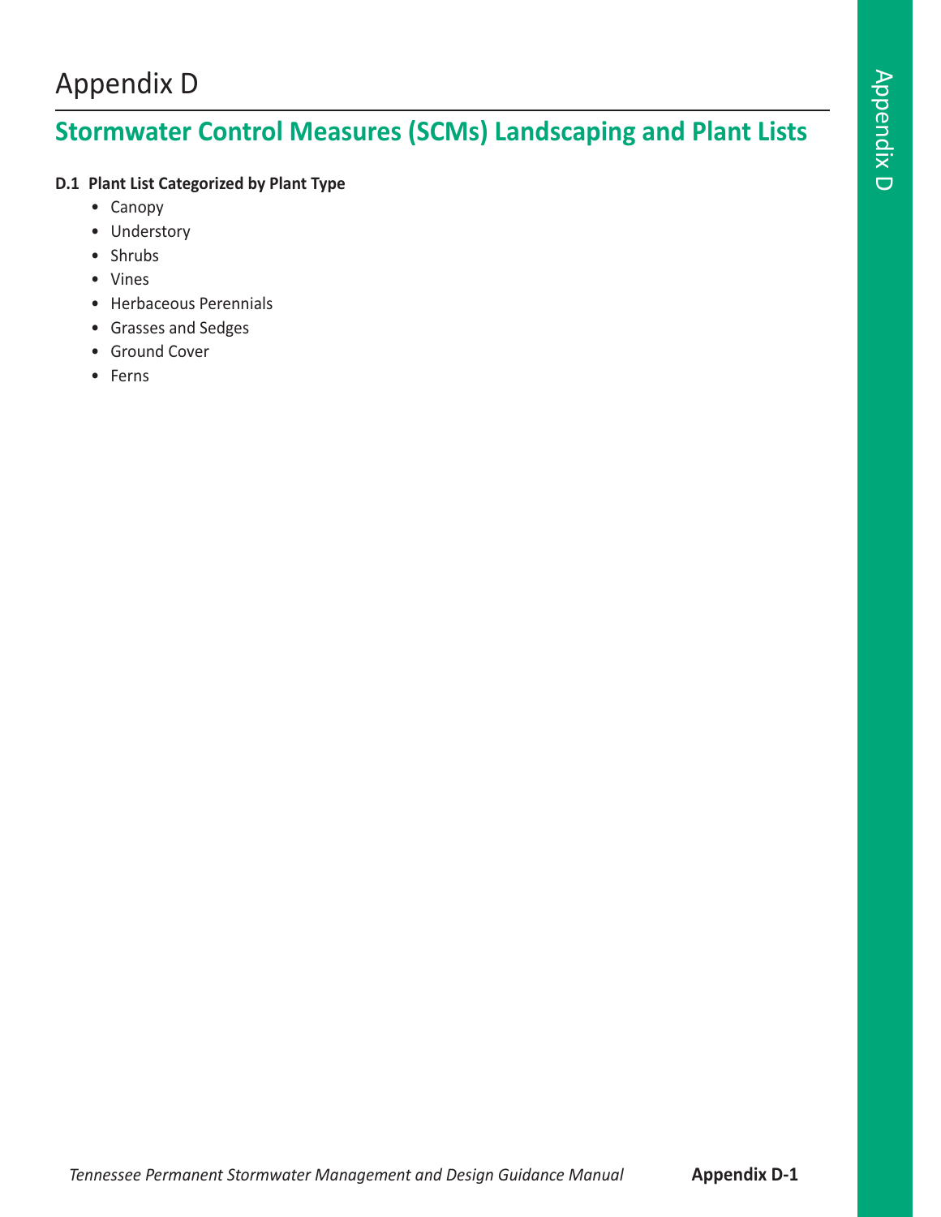# Appendix D

## Stormwater Control Measures (SCMs) Landscaping and Plant Lists

### D.1 Plant List Categorized by Plant Type

- Canopy
- Understory
- Shrubs
- Vines
- Herbaceous Perennials
- Grasses and Sedges
- Ground Cover
- Ferns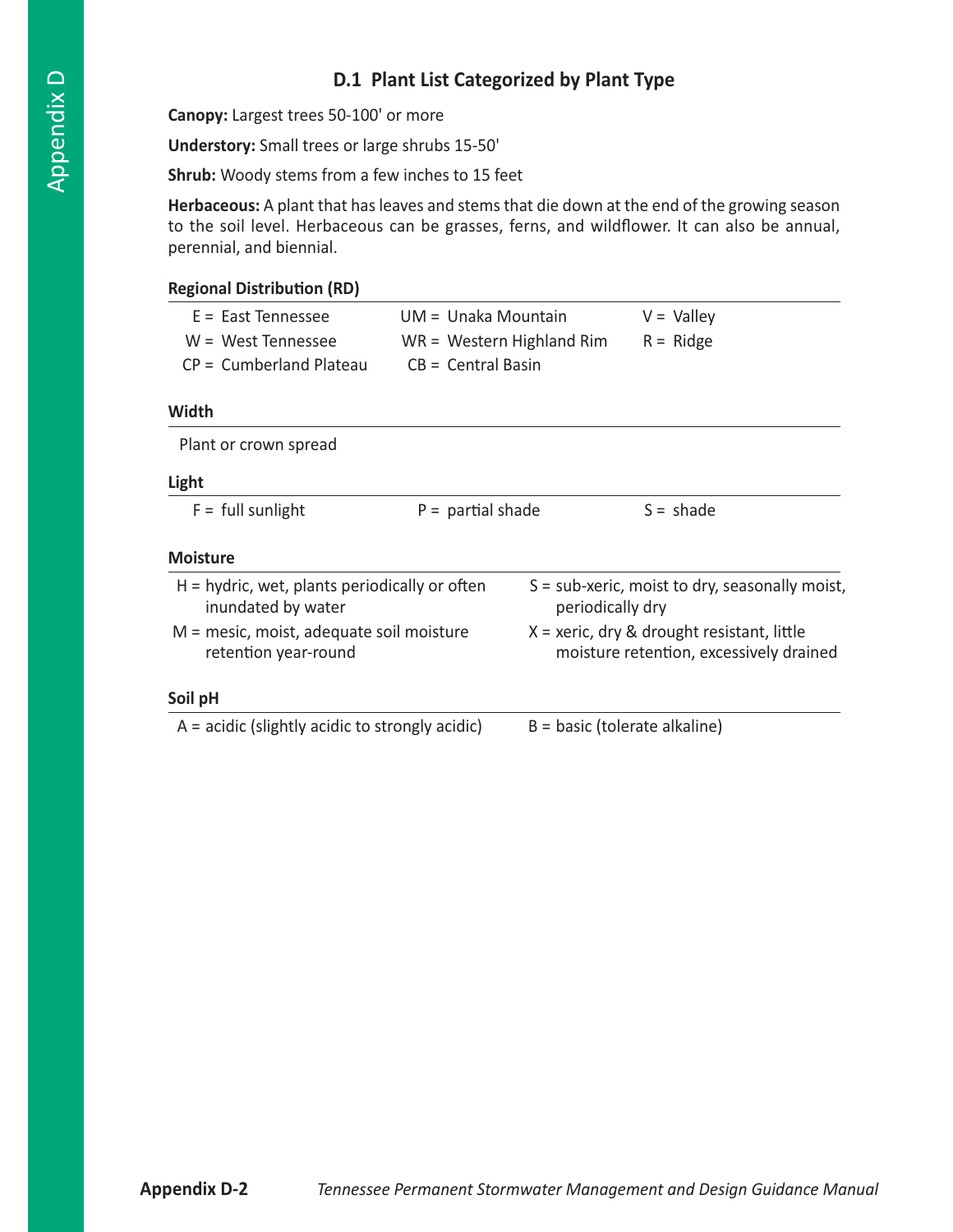## D.1 Plant List Categorized by Plant Type

**Canopy:** Largest trees 50-100' or more

**Understory:** Small trees or large shrubs 15-50'

**Shrub:** Woody stems from a few inches to 15 feet

**Herbaceous:** A plant that has leaves and stems that die down at the end of the growing season to the soil level. Herbaceous can be grasses, ferns, and wildflower. It can also be annual, perennial, and biennial.

**Regional Distribution (RD)**

| | | |
|---|---|---|
| E = East Tennessee | UM = Unaka Mountain | V = Valley |
| W = West Tennessee | WR = Western Highland Rim | R = Ridge |
| CP = Cumberland Plateau | CB = Central Basin | |

**Width**

Plant or crown spread

**Light**

| | | |
|---|---|---|
| F = full sunlight | P = partial shade | S = shade |

**Moisture**

| | |
|---|---|
| H = hydric, wet, plants periodically or often inundated by water | S = sub-xeric, moist to dry, seasonally moist, periodically dry |
| M = mesic, moist, adequate soil moisture retention year-round | X = xeric, dry & drought resistant, little moisture retention, excessively drained |

**Soil pH**

| | |
|---|---|
| A = acidic (slightly acidic to strongly acidic) | B = basic (tolerate alkaline) |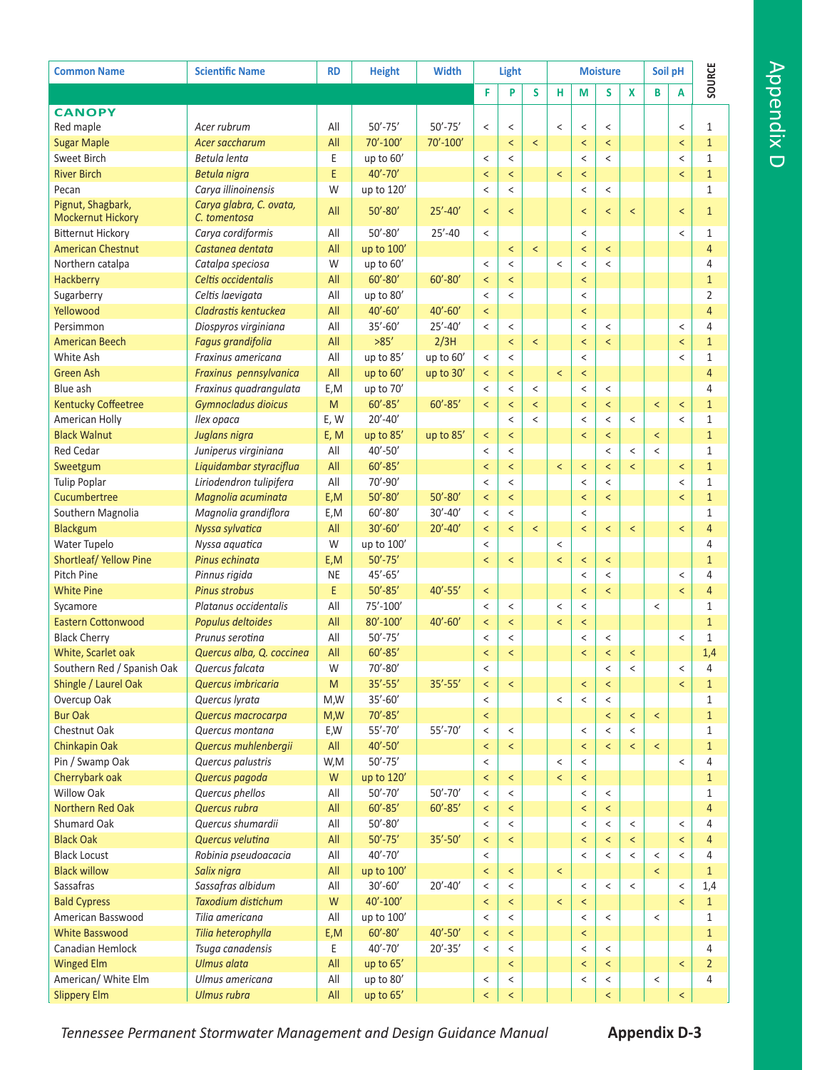| Common Name | Scientific Name | RD | Height | Width | Light | | | Moisture | | | | Soil pH | | SOURCE |
|---|---|---|---|---|---|---|---|---|---|---|---|---|---|---|
| | | | | | F | P | S | H | M | S | X | B | A | |
| **CANOPY** | | | | | | | | | | | | | | |
| Red maple | *Acer rubrum* | All | 50'-75' | 50'-75' | < | < | | < | < | < | | | < | 1 |
| Sugar Maple | *Acer saccharum* | All | 70'-100' | 70'-100' | | < | < | | < | < | | | < | 1 |
| Sweet Birch | *Betula lenta* | E | up to 60' | | < | < | | | < | < | | | < | 1 |
| River Birch | *Betula nigra* | E | 40'-70' | | < | < | | < | < | | | | < | 1 |
| Pecan | *Carya illinoinensis* | W | up to 120' | | < | < | | | < | < | | | | 1 |
| Pignut, Shagbark, Mockernut Hickory | *Carya glabra, C. ovata, C. tomentosa* | All | 50'-80' | 25'-40' | < | < | | | < | < | < | | < | 1 |
| Bitternut Hickory | *Carya cordiformis* | All | 50'-80' | 25'-40 | < | | | | < | | | | < | 1 |
| American Chestnut | *Castanea dentata* | All | up to 100' | | | < | < | | < | < | | | | 4 |
| Northern catalpa | *Catalpa speciosa* | W | up to 60' | | < | < | | < | < | < | | | | 4 |
| Hackberry | *Celtis occidentalis* | All | 60'-80' | 60'-80' | < | < | | | < | | | | | 1 |
| Sugarberry | *Celtis laevigata* | All | up to 80' | | < | < | | | < | | | | | 2 |
| Yellowood | *Cladrastis kentuckea* | All | 40'-60' | 40'-60' | < | | | | < | | | | | 4 |
| Persimmon | *Diospyros virginiana* | All | 35'-60' | 25'-40' | < | < | | | < | < | | | < | 4 |
| American Beech | *Fagus grandifolia* | All | >85' | 2/3H | | < | < | | < | < | | | < | 1 |
| White Ash | *Fraxinus americana* | All | up to 85' | up to 60' | < | < | | | < | | | | < | 1 |
| Green Ash | *Fraxinus pennsylvanica* | All | up to 60' | up to 30' | < | < | | < | < | | | | | 4 |
| Blue ash | *Fraxinus quadrangulata* | E,M | up to 70' | | < | < | < | | < | < | | | | 4 |
| Kentucky Coffeetree | *Gymnocladus dioicus* | M | 60'-85' | 60'-85' | < | < | < | | < | < | | < | < | 1 |
| American Holly | *Ilex opaca* | E, W | 20'-40' | | | < | < | | < | < | < | | < | 1 |
| Black Walnut | *Juglans nigra* | E, M | up to 85' | up to 85' | < | < | | | < | < | | < | | 1 |
| Red Cedar | *Juniperus virginiana* | All | 40'-50' | | < | < | | | | < | < | < | | 1 |
| Sweetgum | *Liquidambar styraciflua* | All | 60'-85' | | < | < | | < | < | < | < | | < | 1 |
| Tulip Poplar | *Liriodendron tulipifera* | All | 70'-90' | | < | < | | | < | < | | | < | 1 |
| Cucumbertree | *Magnolia acuminata* | E,M | 50'-80' | 50'-80' | < | < | | | < | < | | | < | 1 |
| Southern Magnolia | *Magnolia grandiflora* | E,M | 60'-80' | 30'-40' | < | < | | | < | | | | | 1 |
| Blackgum | *Nyssa sylvatica* | All | 30'-60' | 20'-40' | < | < | < | | < | < | < | | < | 4 |
| Water Tupelo | *Nyssa aquatica* | W | up to 100' | | < | | | < | | | | | | 4 |
| Shortleaf/ Yellow Pine | *Pinus echinata* | E,M | 50'-75' | | < | < | | < | < | < | | | | 1 |
| Pitch Pine | *Pinnus rigida* | NE | 45'-65' | | | | | | < | < | | | < | 4 |
| White Pine | *Pinus strobus* | E | 50'-85' | 40'-55' | < | | | | < | < | | | < | 4 |
| Sycamore | *Platanus occidentalis* | All | 75'-100' | | < | < | | < | < | | | < | | 1 |
| Eastern Cottonwood | *Populus deltoides* | All | 80'-100' | 40'-60' | < | < | | < | < | | | | | 1 |
| Black Cherry | *Prunus serotina* | All | 50'-75' | | < | < | | | < | < | | | < | 1 |
| White, Scarlet oak | *Quercus alba, Q. coccinea* | All | 60'-85' | | < | < | | | < | < | < | | | 1,4 |
| Southern Red / Spanish Oak | *Quercus falcata* | W | 70'-80' | | < | | | | | < | < | | < | 4 |
| Shingle / Laurel Oak | *Quercus imbricaria* | M | 35'-55' | 35'-55' | < | < | | | < | < | | | < | 1 |
| Overcup Oak | *Quercus lyrata* | M,W | 35'-60' | | < | | | < | < | < | | | | 1 |
| Bur Oak | *Quercus macrocarpa* | M,W | 70'-85' | | < | | | | | < | < | < | | 1 |
| Chestnut Oak | *Quercus montana* | E,W | 55'-70' | 55'-70' | < | < | | | < | < | < | | | 1 |
| Chinkapin Oak | *Quercus muhlenbergii* | All | 40'-50' | | < | < | | | < | < | < | < | | 1 |
| Pin / Swamp Oak | *Quercus palustris* | W,M | 50'-75' | | < | | | < | < | | | | < | 4 |
| Cherrybark oak | *Quercus pagoda* | W | up to 120' | | < | < | | < | < | | | | | 1 |
| Willow Oak | *Quercus phellos* | All | 50'-70' | 50'-70' | < | < | | | < | < | | | | 1 |
| Northern Red Oak | *Quercus rubra* | All | 60'-85' | 60'-85' | < | < | | | < | < | | | | 4 |
| Shumard Oak | *Quercus shumardii* | All | 50'-80' | | < | < | | | < | < | < | | < | 4 |
| Black Oak | *Quercus velutina* | All | 50'-75' | 35'-50' | < | < | | | < | < | < | | < | 4 |
| Black Locust | *Robinia pseudoacacia* | All | 40'-70' | | < | | | | < | < | < | < | < | 4 |
| Black willow | *Salix nigra* | All | up to 100' | | < | < | | < | | | | < | | 1 |
| Sassafras | *Sassafras albidum* | All | 30'-60' | 20'-40' | < | < | | | < | < | < | | < | 1,4 |
| Bald Cypress | *Taxodium distichum* | W | 40'-100' | | < | < | | < | < | | | | < | 1 |
| American Basswood | *Tilia americana* | All | up to 100' | | < | < | | | < | < | | < | | 1 |
| White Basswood | *Tilia heterophylla* | E,M | 60'-80' | 40'-50' | < | < | | | < | | | | | 1 |
| Canadian Hemlock | *Tsuga canadensis* | E | 40'-70' | 20'-35' | < | < | | | < | < | | | | 4 |
| Winged Elm | *Ulmus alata* | All | up to 65' | | | < | | | < | < | | | < | 2 |
| American/ White Elm | *Ulmus americana* | All | up to 80' | | < | < | | | < | < | | < | | 4 |
| Slippery Elm | *Ulmus rubra* | All | up to 65' | | < | < | | | | < | | | < | |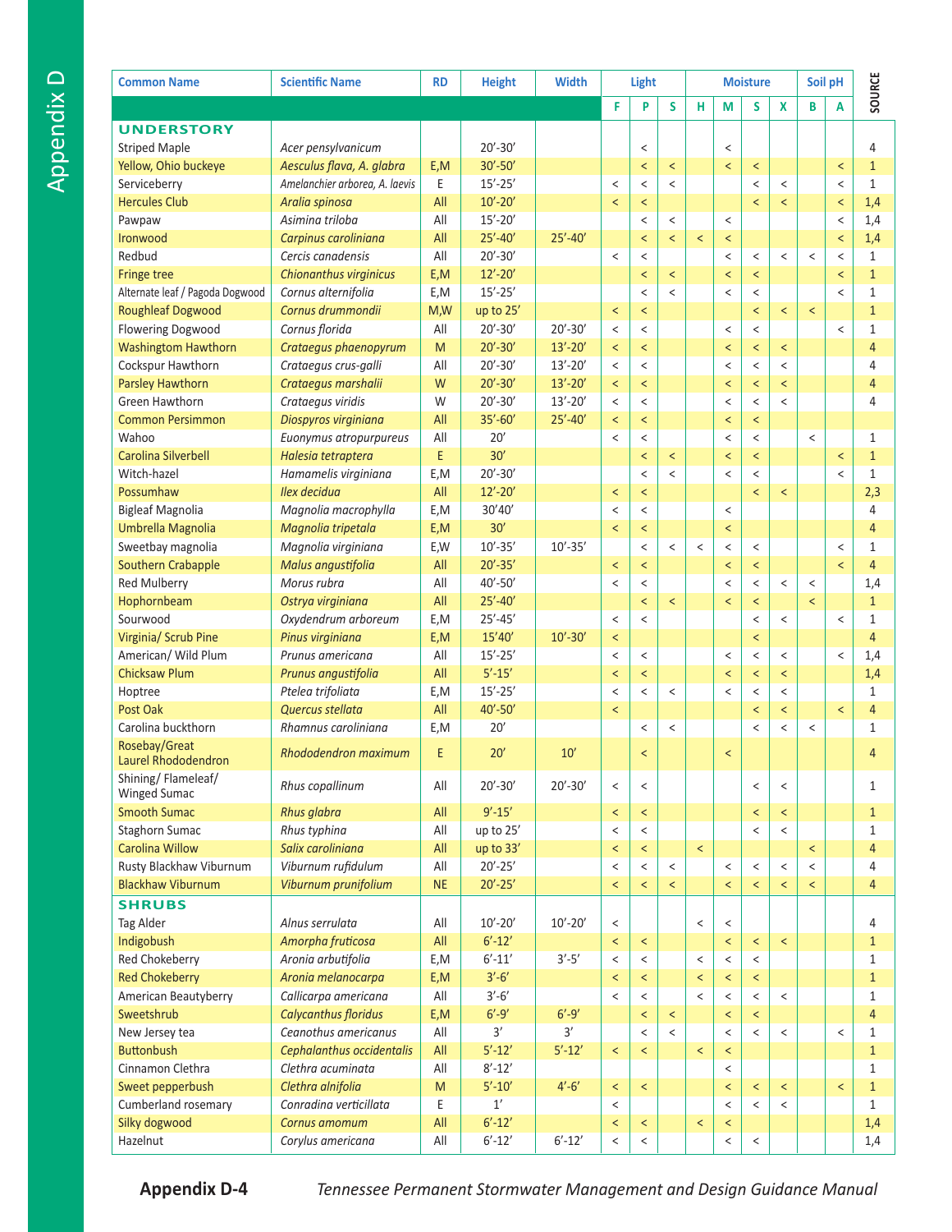| Common Name | Scientific Name | RD | Height | Width | Light | | | Moisture | | | | Soil pH | | SOURCE |
|---|---|---|---|---|---|---|---|---|---|---|---|---|---|---|
| | | | | | F | P | S | H | M | S | X | B | A | |
| **UNDERSTORY** | | | | | | | | | | | | | | |
| Striped Maple | *Acer pensylvanicum* | | 20'-30' | | | < | | | < | | | | | 4 |
| Yellow, Ohio buckeye | *Aesculus flava, A. glabra* | E,M | 30'-50' | | | < | < | | < | < | | | < | 1 |
| Serviceberry | *Amelanchier arborea, A. laevis* | E | 15'-25' | | < | < | < | | | < | < | | < | 1 |
| Hercules Club | *Aralia spinosa* | All | 10'-20' | | < | < | | | | < | < | | < | 1,4 |
| Pawpaw | *Asimina triloba* | All | 15'-20' | | | < | < | | < | | | | < | 1,4 |
| Ironwood | *Carpinus caroliniana* | All | 25'-40' | 25'-40' | | < | < | < | < | | | | < | 1,4 |
| Redbud | *Cercis canadensis* | All | 20'-30' | | < | < | | | < | < | < | < | < | 1 |
| Fringe tree | *Chionanthus virginicus* | E,M | 12'-20' | | | < | < | | < | < | | | < | 1 |
| Alternate leaf / Pagoda Dogwood | *Cornus alternifolia* | E,M | 15'-25' | | | < | < | | < | < | | | < | 1 |
| Roughleaf Dogwood | *Cornus drummondii* | M,W | up to 25' | | < | < | | | | < | < | < | | 1 |
| Flowering Dogwood | *Cornus florida* | All | 20'-30' | 20'-30' | < | < | | | < | < | | | < | 1 |
| Washingtom Hawthorn | *Crataegus phaenopyrum* | M | 20'-30' | 13'-20' | < | < | | | < | < | < | | | 4 |
| Cockspur Hawthorn | *Crataegus crus-galli* | All | 20'-30' | 13'-20' | < | < | | | < | < | < | | | 4 |
| Parsley Hawthorn | *Crataegus marshalii* | W | 20'-30' | 13'-20' | < | < | | | < | < | < | | | 4 |
| Green Hawthorn | *Crataegus viridis* | W | 20'-30' | 13'-20' | < | < | | | < | < | < | | | 4 |
| Common Persimmon | *Diospyros virginiana* | All | 35'-60' | 25'-40' | < | < | | | < | < | | | | |
| Wahoo | *Euonymus atropurpureus* | All | 20' | | < | < | | | < | < | | < | | 1 |
| Carolina Silverbell | *Halesia tetraptera* | E | 30' | | | < | < | | < | < | | | < | 1 |
| Witch-hazel | *Hamamelis virginiana* | E,M | 20'-30' | | | < | < | | < | < | | | < | 1 |
| Possumhaw | *Ilex decidua* | All | 12'-20' | | < | < | | | | < | < | | | 2,3 |
| Bigleaf Magnolia | *Magnolia macrophylla* | E,M | 30'40' | | < | < | | | < | | | | | 4 |
| Umbrella Magnolia | *Magnolia tripetala* | E,M | 30' | | < | < | | | < | | | | | 4 |
| Sweetbay magnolia | *Magnolia virginiana* | E,W | 10'-35' | 10'-35' | | < | < | < | < | < | | | < | 1 |
| Southern Crabapple | *Malus angustifolia* | All | 20'-35' | | < | < | | | < | < | | | < | 4 |
| Red Mulberry | *Morus rubra* | All | 40'-50' | | < | < | | | < | < | < | < | | 1,4 |
| Hophornbeam | *Ostrya virginiana* | All | 25'-40' | | | < | < | | < | < | | < | | 1 |
| Sourwood | *Oxydendrum arboreum* | E,M | 25'-45' | | < | < | | | | < | < | | < | 1 |
| Virginia/ Scrub Pine | *Pinus virginiana* | E,M | 15'40' | 10'-30' | < | | | | | < | | | | 4 |
| American/ Wild Plum | *Prunus americana* | All | 15'-25' | | < | < | | | < | < | < | | < | 1,4 |
| Chicksaw Plum | *Prunus angustifolia* | All | 5'-15' | | < | < | | | < | < | < | | | 1,4 |
| Hoptree | *Ptelea trifoliata* | E,M | 15'-25' | | < | < | < | | < | < | < | | | 1 |
| Post Oak | *Quercus stellata* | All | 40'-50' | | < | | | | | < | < | | < | 4 |
| Carolina buckthorn | *Rhamnus caroliniana* | E,M | 20' | | | < | < | | | < | < | < | | 1 |
| Rosebay/Great Laurel Rhododendron | *Rhododendron maximum* | E | 20' | 10' | | < | | | < | | | | | 4 |
| Shining/ Flameleaf/ Winged Sumac | *Rhus copallinum* | All | 20'-30' | 20'-30' | < | < | | | | < | < | | | 1 |
| Smooth Sumac | *Rhus glabra* | All | 9'-15' | | < | < | | | | < | < | | | 1 |
| Staghorn Sumac | *Rhus typhina* | All | up to 25' | | < | < | | | | < | < | | | 1 |
| Carolina Willow | *Salix caroliniana* | All | up to 33' | | < | < | | < | | | | < | | 4 |
| Rusty Blackhaw Viburnum | *Viburnum rufidulum* | All | 20'-25' | | < | < | < | | < | < | < | < | | 4 |
| Blackhaw Viburnum | *Viburnum prunifolium* | NE | 20'-25' | | < | < | < | | < | < | < | < | | 4 |
| **SHRUBS** | | | | | | | | | | | | | | |
| Tag Alder | *Alnus serrulata* | All | 10'-20' | 10'-20' | < | | | < | < | | | | | 4 |
| Indigobush | *Amorpha fruticosa* | All | 6'-12' | | < | < | | | < | < | < | | | 1 |
| Red Chokeberry | *Aronia arbutifolia* | E,M | 6'-11' | 3'-5' | < | < | | < | < | < | | | | 1 |
| Red Chokeberry | *Aronia melanocarpa* | E,M | 3'-6' | | < | < | | < | < | < | | | | 1 |
| American Beautyberry | *Callicarpa americana* | All | 3'-6' | | < | < | | < | < | < | < | | | 1 |
| Sweetshrub | *Calycanthus floridus* | E,M | 6'-9' | 6'-9' | | < | < | | < | < | | | | 4 |
| New Jersey tea | *Ceanothus americanus* | All | 3' | 3' | | < | < | | < | < | < | | < | 1 |
| Buttonbush | *Cephalanthus occidentalis* | All | 5'-12' | 5'-12' | < | < | | < | < | | | | | 1 |
| Cinnamon Clethra | *Clethra acuminata* | All | 8'-12' | | | | | | < | | | | | 1 |
| Sweet pepperbush | *Clethra alnifolia* | M | 5'-10' | 4'-6' | < | < | | | < | < | < | | < | 1 |
| Cumberland rosemary | *Conradina verticillata* | E | 1' | | < | | | | < | < | < | | | 1 |
| Silky dogwood | *Cornus amomum* | All | 6'-12' | | < | < | | < | < | | | | | 1,4 |
| Hazelnut | *Corylus americana* | All | 6'-12' | 6'-12' | < | < | | | < | < | | | | 1,4 |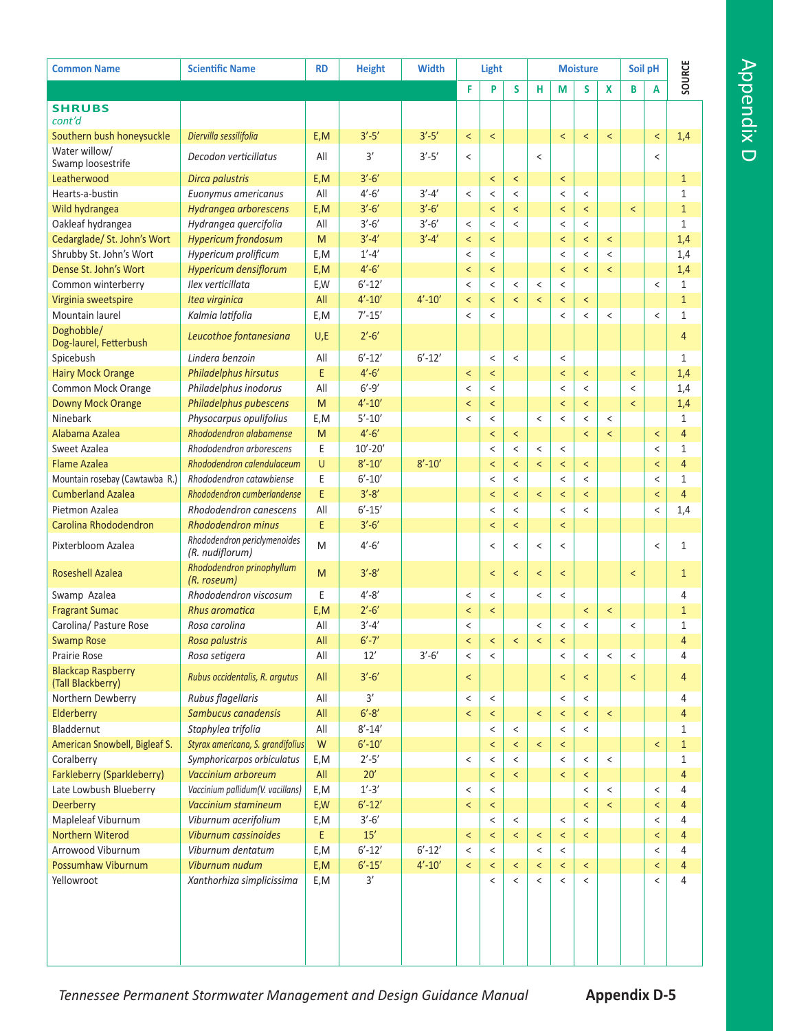| Common Name | Scientific Name | RD | Height | Width | Light | | | Moisture | | | | Soil pH | | SOURCE |
|---|---|---|---|---|---|---|---|---|---|---|---|---|---|---|
| | | | | | F | P | S | H | M | S | X | B | A | |
| **SHRUBS** *cont'd* | | | | | | | | | | | | | | |
| Southern bush honeysuckle | *Diervilla sessilifolia* | E,M | 3'-5' | 3'-5' | < | < | | | < | < | < | | < | 1,4 |
| Water willow/ Swamp loosestrife | *Decodon verticillatus* | All | 3' | 3'-5' | < | | | < | | | | | < | |
| Leatherwood | *Dirca palustris* | E,M | 3'-6' | | | < | < | | < | | | | | 1 |
| Hearts-a-bustin | *Euonymus americanus* | All | 4'-6' | 3'-4' | < | < | < | | < | < | | | | 1 |
| Wild hydrangea | *Hydrangea arborescens* | E,M | 3'-6' | 3'-6' | | < | < | | < | < | | < | | 1 |
| Oakleaf hydrangea | *Hydrangea quercifolia* | All | 3'-6' | 3'-6' | < | < | < | | < | < | | | | 1 |
| Cedarglade/ St. John's Wort | *Hypericum frondosum* | M | 3'-4' | 3'-4' | < | < | | | < | < | < | | | 1,4 |
| Shrubby St. John's Wort | *Hypericum prolificum* | E,M | 1'-4' | | < | < | | | < | < | < | | | 1,4 |
| Dense St. John's Wort | *Hypericum densiflorum* | E,M | 4'-6' | | < | < | | | < | < | < | | | 1,4 |
| Common winterberry | *Ilex verticillata* | E,W | 6'-12' | | < | < | < | < | < | | | | < | 1 |
| Virginia sweetspire | *Itea virginica* | All | 4'-10' | 4'-10' | < | < | < | < | < | < | | | | 1 |
| Mountain laurel | *Kalmia latifolia* | E,M | 7'-15' | | < | < | | | < | < | < | | < | 1 |
| Doghobble/ Dog-laurel, Fetterbush | *Leucothoe fontanesiana* | U,E | 2'-6' | | | | | | | | | | | 4 |
| Spicebush | *Lindera benzoin* | All | 6'-12' | 6'-12' | | < | < | | < | | | | | 1 |
| Hairy Mock Orange | *Philadelphus hirsutus* | E | 4'-6' | | < | < | | | < | < | | < | | 1,4 |
| Common Mock Orange | *Philadelphus inodorus* | All | 6'-9' | | < | < | | | < | < | | < | | 1,4 |
| Downy Mock Orange | *Philadelphus pubescens* | M | 4'-10' | | < | < | | | < | < | | < | | 1,4 |
| Ninebark | *Physocarpus opulifolius* | E,M | 5'-10' | | < | < | | < | < | < | < | | | 1 |
| Alabama Azalea | *Rhododendron alabamense* | M | 4'-6' | | | < | < | | | < | < | | < | 4 |
| Sweet Azalea | *Rhododendron arborescens* | E | 10'-20' | | | < | < | < | < | | | | < | 1 |
| Flame Azalea | *Rhododendron calendulaceum* | U | 8'-10' | 8'-10' | | < | < | < | < | < | | | < | 4 |
| Mountain rosebay (Cawtawba R.) | *Rhododendron catawbiense* | E | 6'-10' | | | < | < | | < | < | | | < | 1 |
| Cumberland Azalea | *Rhododendron cumberlandense* | E | 3'-8' | | | < | < | < | < | < | | | < | 4 |
| Pietmon Azalea | *Rhododendron canescens* | All | 6'-15' | | | < | < | | < | < | | | < | 1,4 |
| Carolina Rhododendron | *Rhododendron minus* | E | 3'-6' | | | < | < | | < | | | | | |
| Pixterbloom Azalea | *Rhododendron periclymenoides (R. nudiflorum)* | M | 4'-6' | | | < | < | < | < | | | | < | 1 |
| Roseshell Azalea | *Rhododendron prinophyllum (R. roseum)* | M | 3'-8' | | | < | < | < | < | | | < | | 1 |
| Swamp Azalea | *Rhododendron viscosum* | E | 4'-8' | | < | < | | < | < | | | | | 4 |
| Fragrant Sumac | *Rhus aromatica* | E,M | 2'-6' | | < | < | | | | < | < | | | 1 |
| Carolina/ Pasture Rose | *Rosa carolina* | All | 3'-4' | | < | | | < | < | < | | < | | 1 |
| Swamp Rose | *Rosa palustris* | All | 6'-7' | | < | < | < | < | < | | | | | 4 |
| Prairie Rose | *Rosa setigera* | All | 12' | 3'-6' | < | < | | | < | < | < | < | | 4 |
| Blackcap Raspberry (Tall Blackberry) | *Rubus occidentalis, R. argutus* | All | 3'-6' | | < | | | | < | < | | < | | 4 |
| Northern Dewberry | *Rubus flagellaris* | All | 3' | | < | < | | | < | < | | | | 4 |
| Elderberry | *Sambucus canadensis* | All | 6'-8' | | < | < | | < | < | < | < | | | 4 |
| Bladdernut | *Staphylea trifolia* | All | 8'-14' | | | < | < | | < | < | | | | 1 |
| American Snowbell, Bigleaf S. | *Styrax americana, S. grandifolius* | W | 6'-10' | | | < | < | < | < | | | | < | 1 |
| Coralberry | *Symphoricarpos orbiculatus* | E,M | 2'-5' | | < | < | < | | < | < | < | | | 1 |
| Farkleberry (Sparkleberry) | *Vaccinium arboreum* | All | 20' | | | < | < | | < | < | | | | 4 |
| Late Lowbush Blueberry | *Vaccinium pallidum(V. vacillans)* | E,M | 1'-3' | | < | < | | | | < | < | | < | 4 |
| Deerberry | *Vaccinium stamineum* | E,W | 6'-12' | | < | < | | | | < | < | | < | 4 |
| Mapleleaf Viburnum | *Viburnum acerifolium* | E,M | 3'-6' | | | < | < | | < | < | | | < | 4 |
| Northern Witerod | *Viburnum cassinoides* | E | 15' | | < | < | < | < | < | < | | | < | 4 |
| Arrowood Viburnum | *Viburnum dentatum* | E,M | 6'-12' | 6'-12' | < | < | | < | < | | | | < | 4 |
| Possumhaw Viburnum | *Viburnum nudum* | E,M | 6'-15' | 4'-10' | < | < | < | < | < | < | | | < | 4 |
| Yellowroot | *Xanthorhiza simplicissima* | E,M | 3' | | | < | < | < | < | < | | | < | 4 |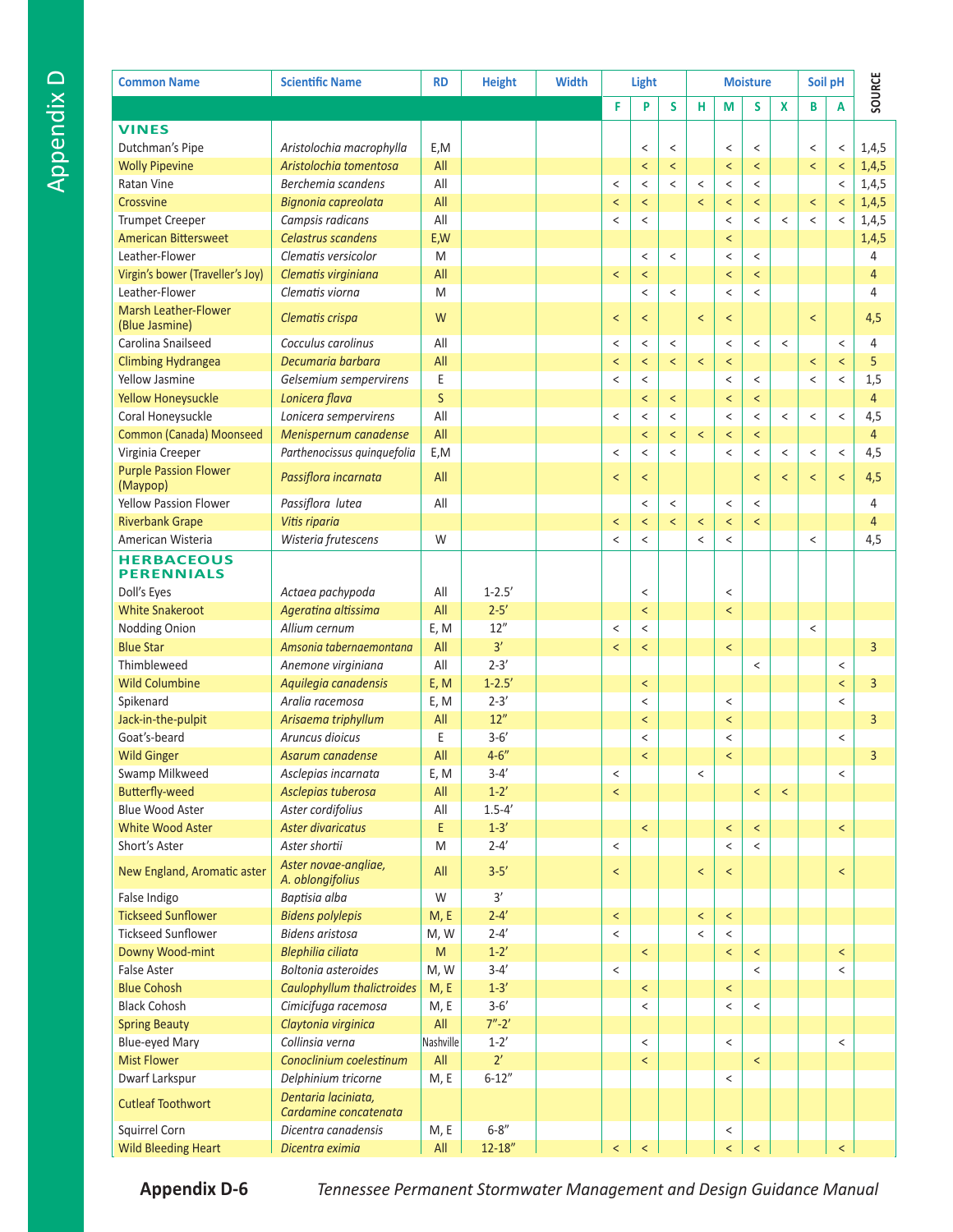| Common Name | Scientific Name | RD | Height | Width | Light | | | Moisture | | | | Soil pH | | SOURCE |
|---|---|---|---|---|---|---|---|---|---|---|---|---|---|---|
| | | | | | F | P | S | H | M | S | X | B | A | |
| **VINES** | | | | | | | | | | | | | | |
| Dutchman's Pipe | *Aristolochia macrophylla* | E,M | | | | < | < | | < | < | | < | < | 1,4,5 |
| Wolly Pipevine | *Aristolochia tomentosa* | All | | | | < | < | | < | < | | < | < | 1,4,5 |
| Ratan Vine | *Berchemia scandens* | All | | | < | < | < | < | < | < | | | < | 1,4,5 |
| Crossvine | *Bignonia capreolata* | All | | | < | < | | < | < | < | | < | < | 1,4,5 |
| Trumpet Creeper | *Campsis radicans* | All | | | < | < | | | < | < | < | < | < | 1,4,5 |
| American Bittersweet | *Celastrus scandens* | E,W | | | | | | | < | | | | | 1,4,5 |
| Leather-Flower | *Clematis versicolor* | M | | | | < | < | | < | < | | | | 4 |
| Virgin's bower (Traveller's Joy) | *Clematis virginiana* | All | | | < | < | | | < | < | | | | 4 |
| Leather-Flower | *Clematis viorna* | M | | | | < | < | | < | < | | | | 4 |
| Marsh Leather-Flower (Blue Jasmine) | *Clematis crispa* | W | | | < | < | | < | < | | | < | | 4,5 |
| Carolina Snailseed | *Cocculus carolinus* | All | | | < | < | < | | < | < | < | | < | 4 |
| Climbing Hydrangea | *Decumaria barbara* | All | | | < | < | < | < | < | | | < | < | 5 |
| Yellow Jasmine | *Gelsemium sempervirens* | E | | | < | < | | | < | < | | < | < | 1,5 |
| Yellow Honeysuckle | *Lonicera flava* | S | | | | < | < | | < | < | | | | 4 |
| Coral Honeysuckle | *Lonicera sempervirens* | All | | | < | < | < | | < | < | < | < | < | 4,5 |
| Common (Canada) Moonseed | *Menispernum canadense* | All | | | | < | < | < | < | < | | | | 4 |
| Virginia Creeper | *Parthenocissus quinquefolia* | E,M | | | < | < | < | | < | < | < | < | < | 4,5 |
| Purple Passion Flower (Maypop) | *Passiflora incarnata* | All | | | < | < | | | | < | < | < | < | 4,5 |
| Yellow Passion Flower | *Passiflora lutea* | All | | | | < | < | | < | < | | | | 4 |
| Riverbank Grape | *Vitis riparia* | | | | < | < | < | < | < | < | | | | 4 |
| American Wisteria | *Wisteria frutescens* | W | | | < | < | | < | < | | | < | | 4,5 |
| **HERBACEOUS PERENNIALS** | | | | | | | | | | | | | | |
| Doll's Eyes | *Actaea pachypoda* | All | 1-2.5' | | | < | | | < | | | | | |
| White Snakeroot | *Ageratina altissima* | All | 2-5' | | | < | | | < | | | | | |
| Nodding Onion | *Allium cernum* | E, M | 12" | | < | < | | | | | | < | | |
| Blue Star | *Amsonia tabernaemontana* | All | 3' | | < | < | | | < | | | | | 3 |
| Thimbleweed | *Anemone virginiana* | All | 2-3' | | | | | | | < | | | < | |
| Wild Columbine | *Aquilegia canadensis* | E, M | 1-2.5' | | | < | | | | | | | < | 3 |
| Spikenard | *Aralia racemosa* | E, M | 2-3' | | | < | | | < | | | | < | |
| Jack-in-the-pulpit | *Arisaema triphyllum* | All | 12" | | | < | | | < | | | | | 3 |
| Goat's-beard | *Aruncus dioicus* | E | 3-6' | | | < | | | < | | | | < | |
| Wild Ginger | *Asarum canadense* | All | 4-6" | | | < | | | < | | | | | 3 |
| Swamp Milkweed | *Asclepias incarnata* | E, M | 3-4' | | < | | | < | | | | | < | |
| Butterfly-weed | *Asclepias tuberosa* | All | 1-2' | | < | | | | | < | < | | | |
| Blue Wood Aster | *Aster cordifolius* | All | 1.5-4' | | | | | | | | | | | |
| White Wood Aster | *Aster divaricatus* | E | 1-3' | | | < | | | < | < | | | < | |
| Short's Aster | *Aster shortii* | M | 2-4' | | < | | | | < | < | | | | |
| New England, Aromatic aster | *Aster novae-angliae, A. oblongifolius* | All | 3-5' | | < | | | < | < | | | | < | |
| False Indigo | *Baptisia alba* | W | 3' | | | | | | | | | | | |
| Tickseed Sunflower | *Bidens polylepis* | M, E | 2-4' | | < | | | < | < | | | | | |
| Tickseed Sunflower | *Bidens aristosa* | M, W | 2-4' | | < | | | < | < | | | | | |
| Downy Wood-mint | *Blephilia ciliata* | M | 1-2' | | | < | | | < | < | | | < | |
| False Aster | *Boltonia asteroides* | M, W | 3-4' | | < | | | | | < | | | < | |
| Blue Cohosh | *Caulophyllum thalictroides* | M, E | 1-3' | | | < | | | < | | | | | |
| Black Cohosh | *Cimicifuga racemosa* | M, E | 3-6' | | | < | | | < | < | | | | |
| Spring Beauty | *Claytonia virginica* | All | 7"-2' | | | | | | | | | | | |
| Blue-eyed Mary | *Collinsia verna* | Nashville | 1-2' | | | < | | | < | | | | < | |
| Mist Flower | *Conoclinium coelestinum* | All | 2' | | | < | | | | < | | | | |
| Dwarf Larkspur | *Delphinium tricorne* | M, E | 6-12" | | | | | | < | | | | | |
| Cutleaf Toothwort | *Dentaria laciniata, Cardamine concatenata* | | | | | | | | | | | | | |
| Squirrel Corn | *Dicentra canadensis* | M, E | 6-8" | | | | | | < | | | | | |
| Wild Bleeding Heart | *Dicentra eximia* | All | 12-18" | | < | < | | | < | < | | | < | |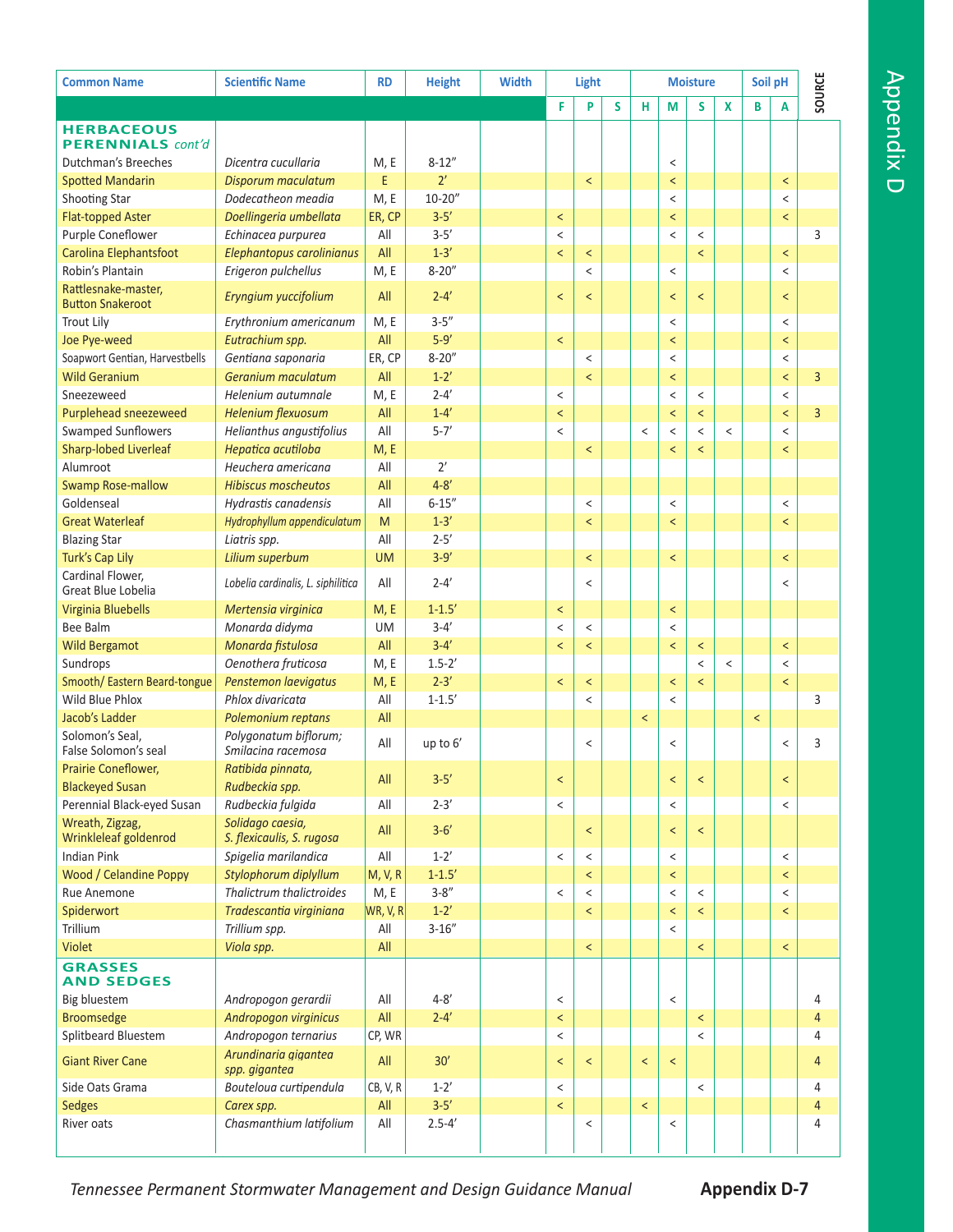| Common Name | Scientific Name | RD | Height | Width | Light | | | Moisture | | | | Soil pH | | SOURCE |
|---|---|---|---|---|---|---|---|---|---|---|---|---|---|---|
| | | | | | F | P | S | H | M | S | X | B | A | |
| **HERBACEOUS PERENNIALS** *cont'd* | | | | | | | | | | | | | | |
| Dutchman's Breeches | *Dicentra cucullaria* | M, E | 8-12″ | | | | | | < | | | | | |
| Spotted Mandarin | *Disporum maculatum* | E | 2′ | | | < | | | < | | | | < | |
| Shooting Star | *Dodecatheon meadia* | M, E | 10-20″ | | | | | | < | | | | < | |
| Flat-topped Aster | *Doellingeria umbellata* | ER, CP | 3-5′ | | < | | | | < | | | | < | |
| Purple Coneflower | *Echinacea purpurea* | All | 3-5′ | | < | | | | < | < | | | | 3 |
| Carolina Elephantsfoot | *Elephantopus carolinianus* | All | 1-3′ | | < | < | | | | < | | | < | |
| Robin's Plantain | *Erigeron pulchellus* | M, E | 8-20″ | | | < | | | < | | | | < | |
| Rattlesnake-master, Button Snakeroot | *Eryngium yuccifolium* | All | 2-4′ | | < | < | | | < | < | | | < | |
| Trout Lily | *Erythronium americanum* | M, E | 3-5″ | | | | | | < | | | | < | |
| Joe Pye-weed | *Eutrachium spp.* | All | 5-9′ | | < | | | | < | | | | < | |
| Soapwort Gentian, Harvestbells | *Gentiana saponaria* | ER, CP | 8-20″ | | | < | | | < | | | | < | |
| Wild Geranium | *Geranium maculatum* | All | 1-2′ | | | < | | | < | | | | < | 3 |
| Sneezeweed | *Helenium autumnale* | M, E | 2-4′ | | < | | | | < | < | | | < | |
| Purplehead sneezeweed | *Helenium flexuosum* | All | 1-4′ | | < | | | | < | < | | | < | 3 |
| Swamped Sunflowers | *Helianthus angustifolius* | All | 5-7′ | | < | | | < | < | < | < | | < | |
| Sharp-lobed Liverleaf | *Hepatica acutiloba* | M, E | | | | < | | | < | < | | | < | |
| Alumroot | *Heuchera americana* | All | 2′ | | | | | | | | | | | |
| Swamp Rose-mallow | *Hibiscus moscheutos* | All | 4-8′ | | | | | | | | | | | |
| Goldenseal | *Hydrastis canadensis* | All | 6-15″ | | | < | | | < | | | | < | |
| Great Waterleaf | *Hydrophyllum appendiculatum* | M | 1-3′ | | | < | | | < | | | | < | |
| Blazing Star | *Liatris spp.* | All | 2-5′ | | | | | | | | | | | |
| Turk's Cap Lily | *Lilium superbum* | UM | 3-9′ | | | < | | | < | | | | < | |
| Cardinal Flower, Great Blue Lobelia | *Lobelia cardinalis, L. siphilitica* | All | 2-4′ | | | < | | | | | | | < | |
| Virginia Bluebells | *Mertensia virginica* | M, E | 1-1.5′ | | < | | | | < | | | | | |
| Bee Balm | *Monarda didyma* | UM | 3-4′ | | < | < | | | < | | | | | |
| Wild Bergamot | *Monarda fistulosa* | All | 3-4′ | | < | < | | | < | < | | | < | |
| Sundrops | *Oenothera fruticosa* | M, E | 1.5-2′ | | | | | | | < | < | | < | |
| Smooth/ Eastern Beard-tongue | *Penstemon laevigatus* | M, E | 2-3′ | | < | < | | | < | < | | | < | |
| Wild Blue Phlox | *Phlox divaricata* | All | 1-1.5′ | | | < | | | < | | | | | 3 |
| Jacob's Ladder | *Polemonium reptans* | All | | | | | | < | | | | < | | |
| Solomon's Seal, False Solomon's seal | *Polygonatum biflorum; Smilacina racemosa* | All | up to 6′ | | | < | | | < | | | | < | 3 |
| Prairie Coneflower, Blackeyed Susan | *Ratibida pinnata, Rudbeckia spp.* | All | 3-5′ | | < | | | | < | < | | | < | |
| Perennial Black-eyed Susan | *Rudbeckia fulgida* | All | 2-3′ | | < | | | | < | | | | < | |
| Wreath, Zigzag, Wrinkleleaf goldenrod | *Solidago caesia, S. flexicaulis, S. rugosa* | All | 3-6′ | | | < | | | < | < | | | | |
| Indian Pink | *Spigelia marilandica* | All | 1-2′ | | < | < | | | < | | | | < | |
| Wood / Celandine Poppy | *Stylophorum diplyllum* | M, V, R | 1-1.5′ | | | < | | | < | | | | < | |
| Rue Anemone | *Thalictrum thalictroides* | M, E | 3-8″ | | < | < | | | < | < | | | < | |
| Spiderwort | *Tradescantia virginiana* | WR, V, R | 1-2′ | | | < | | | < | < | | | < | |
| Trillium | *Trillium spp.* | All | 3-16″ | | | | | | < | | | | | |
| Violet | *Viola spp.* | All | | | | < | | | | < | | | < | |
| **GRASSES AND SEDGES** | | | | | | | | | | | | | | |
| Big bluestem | *Andropogon gerardii* | All | 4-8′ | | < | | | | < | | | | | 4 |
| Broomsedge | *Andropogon virginicus* | All | 2-4′ | | < | | | | | < | | | | 4 |
| Splitbeard Bluestem | *Andropogon ternarius* | CP, WR | | | < | | | | | < | | | | 4 |
| Giant River Cane | *Arundinaria gigantea spp. gigantea* | All | 30′ | | < | < | | < | < | | | | | 4 |
| Side Oats Grama | *Bouteloua curtipendula* | CB, V, R | 1-2′ | | < | | | | | < | | | | 4 |
| Sedges | *Carex spp.* | All | 3-5′ | | < | | | < | | | | | | 4 |
| River oats | *Chasmanthium latifolium* | All | 2.5-4′ | | | < | | | < | | | | | 4 |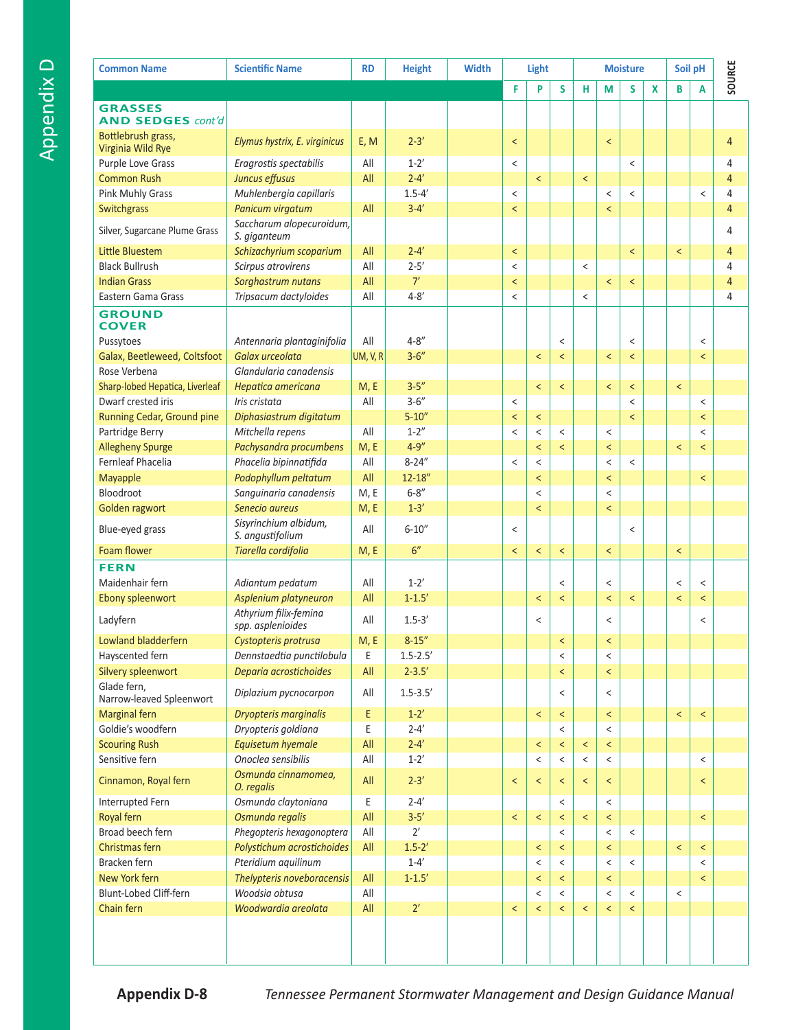| Common Name | Scientific Name | RD | Height | Width | Light | | | Moisture | | | | Soil pH | | SOURCE |
|---|---|---|---|---|---|---|---|---|---|---|---|---|---|---|
| | | | | | F | P | S | H | M | S | X | B | A | |
| **GRASSES AND SEDGES** *cont'd* | | | | | | | | | | | | | | |
| Bottlebrush grass, Virginia Wild Rye | *Elymus hystrix, E. virginicus* | E, M | 2-3′ | | < | | | | < | | | | | 4 |
| Purple Love Grass | *Eragrostis spectabilis* | All | 1-2′ | | < | | | | | < | | | | 4 |
| Common Rush | *Juncus effusus* | All | 2-4′ | | | < | | < | | | | | | 4 |
| Pink Muhly Grass | *Muhlenbergia capillaris* | | 1.5-4′ | | < | | | | < | < | | | < | 4 |
| Switchgrass | *Panicum virgatum* | All | 3-4′ | | < | | | | < | | | | | 4 |
| Silver, Sugarcane Plume Grass | *Saccharum alopecuroidum, S. giganteum* | | | | | | | | | | | | | 4 |
| Little Bluestem | *Schizachyrium scoparium* | All | 2-4′ | | < | | | | | < | | < | | 4 |
| Black Bullrush | *Scirpus atrovirens* | All | 2-5′ | | < | | | < | | | | | | 4 |
| Indian Grass | *Sorghastrum nutans* | All | 7′ | | < | | | | < | < | | | | 4 |
| Eastern Gama Grass | *Tripsacum dactyloides* | All | 4-8′ | | < | | | < | | | | | | 4 |
| **GROUND COVER** | | | | | | | | | | | | | | |
| Pussytoes | *Antennaria plantaginifolia* | All | 4-8″ | | | | < | | | < | | | < | |
| Galax, Beetleweed, Coltsfoot | *Galax urceolata* | UM, V, R | 3-6″ | | | < | < | | < | < | | | < | |
| Rose Verbena | *Glandularia canadensis* | | | | | | | | | | | | | |
| Sharp-lobed Hepatica, Liverleaf | *Hepatica americana* | M, E | 3-5″ | | | < | < | | < | < | | < | | |
| Dwarf crested iris | *Iris cristata* | All | 3-6″ | | < | | | | | < | | | < | |
| Running Cedar, Ground pine | *Diphasiastrum digitatum* | | 5-10″ | | < | < | | | | < | | | < | |
| Partridge Berry | *Mitchella repens* | All | 1-2″ | | < | < | < | | < | | | | < | |
| Allegheny Spurge | *Pachysandra procumbens* | M, E | 4-9″ | | | < | < | | < | | | < | < | |
| Fernleaf Phacelia | *Phacelia bipinnatifida* | All | 8-24″ | | < | < | | | < | < | | | | |
| Mayapple | *Podophyllum peltatum* | All | 12-18″ | | | < | | | < | | | | < | |
| Bloodroot | *Sanguinaria canadensis* | M, E | 6-8″ | | | < | | | < | | | | | |
| Golden ragwort | *Senecio aureus* | M, E | 1-3′ | | | < | | | < | | | | | |
| Blue-eyed grass | *Sisyrinchium albidum, S. angustifolium* | All | 6-10″ | | < | | | | | < | | | | |
| Foam flower | *Tiarella cordifolia* | M, E | 6″ | | < | < | < | | < | | | < | | |
| **FERN** | | | | | | | | | | | | | | |
| Maidenhair fern | *Adiantum pedatum* | All | 1-2′ | | | | < | | < | | | < | < | |
| Ebony spleenwort | *Asplenium platyneuron* | All | 1-1.5′ | | | < | < | | < | < | | < | < | |
| Ladyfern | *Athyrium filix-femina spp. asplenioides* | All | 1.5-3′ | | | < | | | < | | | | < | |
| Lowland bladderfern | *Cystopteris protrusa* | M, E | 8-15″ | | | | < | | < | | | | | |
| Hayscented fern | *Dennstaedtia punctilobula* | E | 1.5-2.5′ | | | | < | | < | | | | | |
| Silvery spleenwort | *Deparia acrostichoides* | All | 2-3.5′ | | | | < | | < | | | | | |
| Glade fern, Narrow-leaved Spleenwort | *Diplazium pycnocarpon* | All | 1.5-3.5′ | | | | < | | < | | | | | |
| Marginal fern | *Dryopteris marginalis* | E | 1-2′ | | | < | < | | < | | | < | < | |
| Goldie's woodfern | *Dryopteris goldiana* | E | 2-4′ | | | | < | | < | | | | | |
| Scouring Rush | *Equisetum hyemale* | All | 2-4′ | | | < | < | < | < | | | | | |
| Sensitive fern | *Onoclea sensibilis* | All | 1-2′ | | | < | < | < | < | | | | < | |
| Cinnamon, Royal fern | *Osmunda cinnamomea, O. regalis* | All | 2-3′ | | < | < | < | < | < | | | | < | |
| Interrupted Fern | *Osmunda claytoniana* | E | 2-4′ | | | | < | | < | | | | | |
| Royal fern | *Osmunda regalis* | All | 3-5′ | | < | < | < | < | < | | | | < | |
| Broad beech fern | *Phegopteris hexagonoptera* | All | 2′ | | | | < | | < | < | | | | |
| Christmas fern | *Polystichum acrostichoides* | All | 1.5-2′ | | | < | < | | < | | | < | < | |
| Bracken fern | *Pteridium aquilinum* | | 1-4′ | | | < | < | | < | < | | | < | |
| New York fern | *Thelypteris noveboracensis* | All | 1-1.5′ | | | < | < | | < | | | | < | |
| Blunt-Lobed Cliff-fern | *Woodsia obtusa* | All | | | | < | < | | < | < | | < | | |
| Chain fern | *Woodwardia areolata* | All | 2′ | | < | < | < | < | < | < | | | | |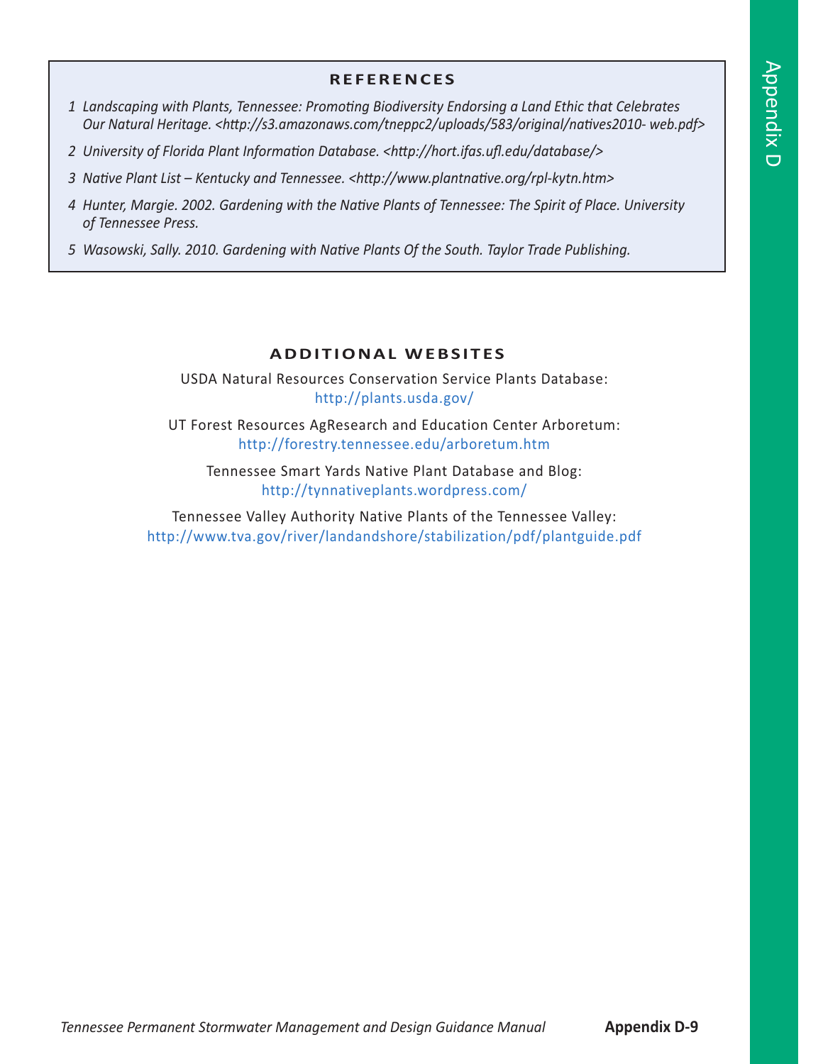## REFERENCES

1. *Landscaping with Plants, Tennessee: Promoting Biodiversity Endorsing a Land Ethic that Celebrates Our Natural Heritage. <http://s3.amazonaws.com/tneppc2/uploads/583/original/natives2010- web.pdf>*
2. *University of Florida Plant Information Database. <http://hort.ifas.ufl.edu/database/>*
3. *Native Plant List – Kentucky and Tennessee. <http://www.plantnative.org/rpl-kytn.htm>*
4. *Hunter, Margie. 2002. Gardening with the Native Plants of Tennessee: The Spirit of Place. University of Tennessee Press.*
5. *Wasowski, Sally. 2010. Gardening with Native Plants Of the South. Taylor Trade Publishing.*

## ADDITIONAL WEBSITES

USDA Natural Resources Conservation Service Plants Database:
http://plants.usda.gov/

UT Forest Resources AgResearch and Education Center Arboretum:
http://forestry.tennessee.edu/arboretum.htm

Tennessee Smart Yards Native Plant Database and Blog:
http://tynnativeplants.wordpress.com/

Tennessee Valley Authority Native Plants of the Tennessee Valley:
http://www.tva.gov/river/landandshore/stabilization/pdf/plantguide.pdf